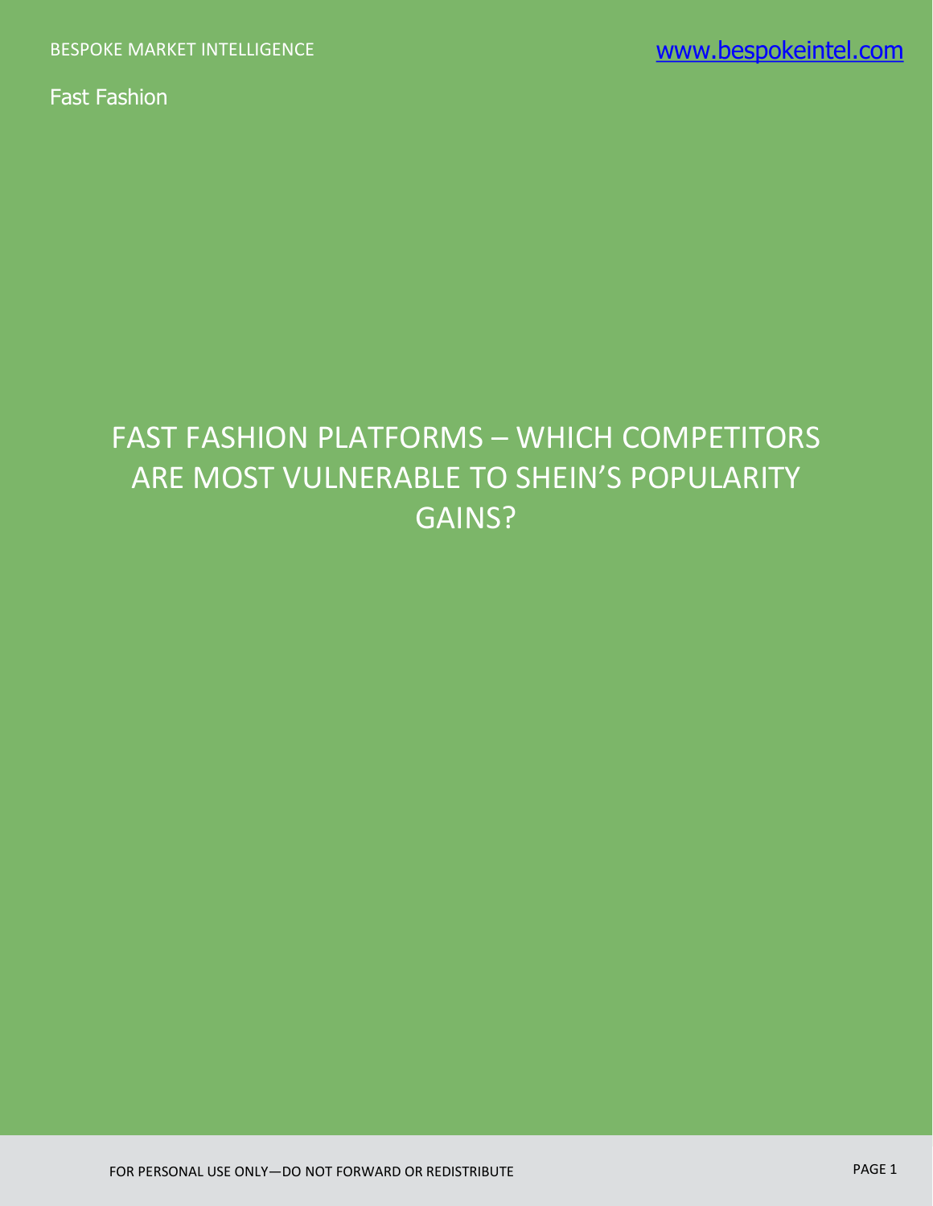Fast Fashion

# FAST FASHION PLATFORMS – WHICH COMPETITORS ARE MOST VULNERABLE TO SHEIN'S POPULARITY GAINS?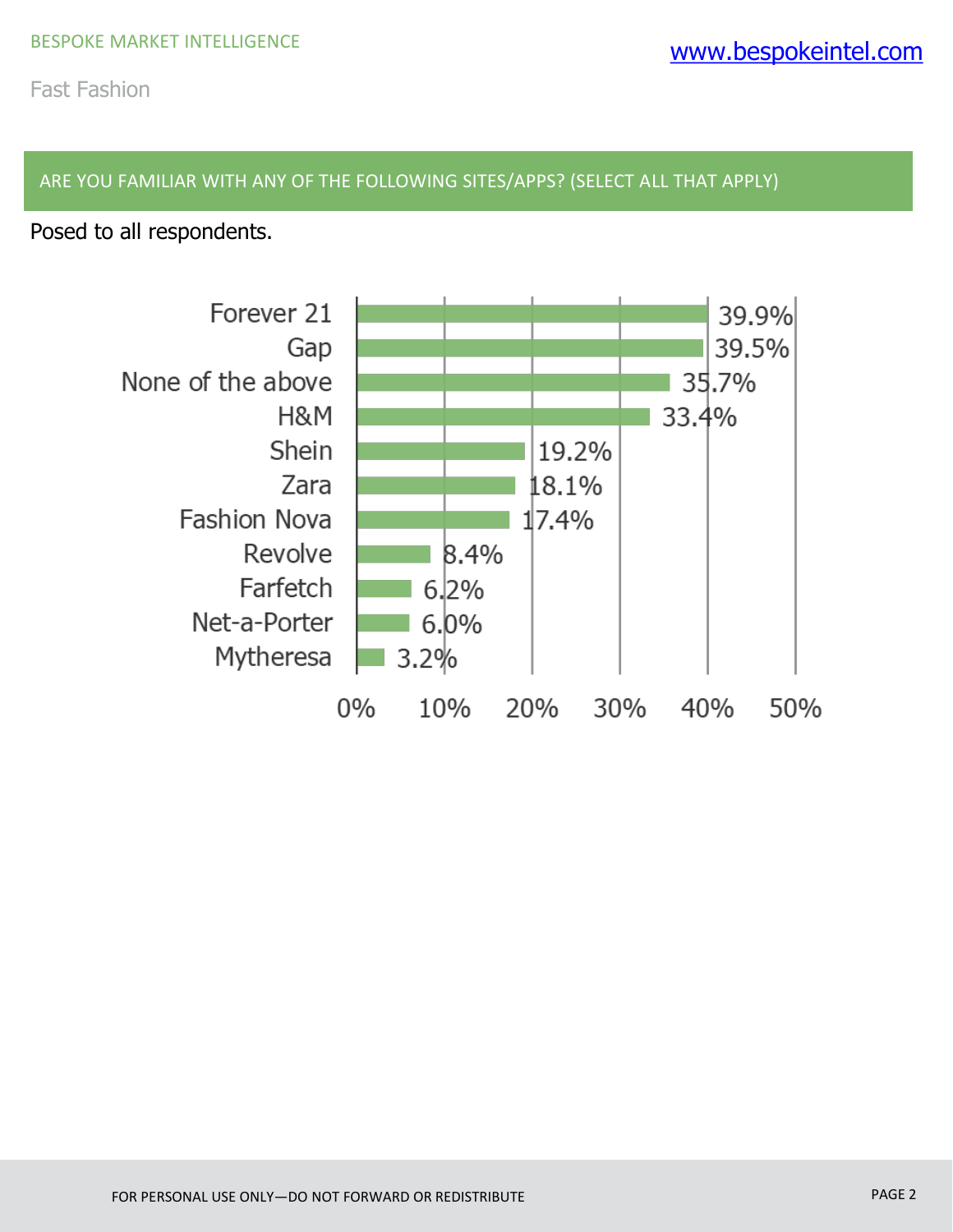## ARE YOU FAMILIAR WITH ANY OF THE FOLLOWING SITES/APPS? (SELECT ALL THAT APPLY)

Posed to all respondents.

| Site/App | Percentage |
| --- | --- |
| Forever 21 | 39.9% |
| Gap | 39.5% |
| None of the above | 35.7% |
| H&M | 33.4% |
| Shein | 19.2% |
| Zara | 18.1% |
| Fashion Nova | 17.4% |
| Revolve | 8.4% |
| Farfetch | 6.2% |
| Net-a-Porter | 6.0% |
| Mytheresa | 3.2% |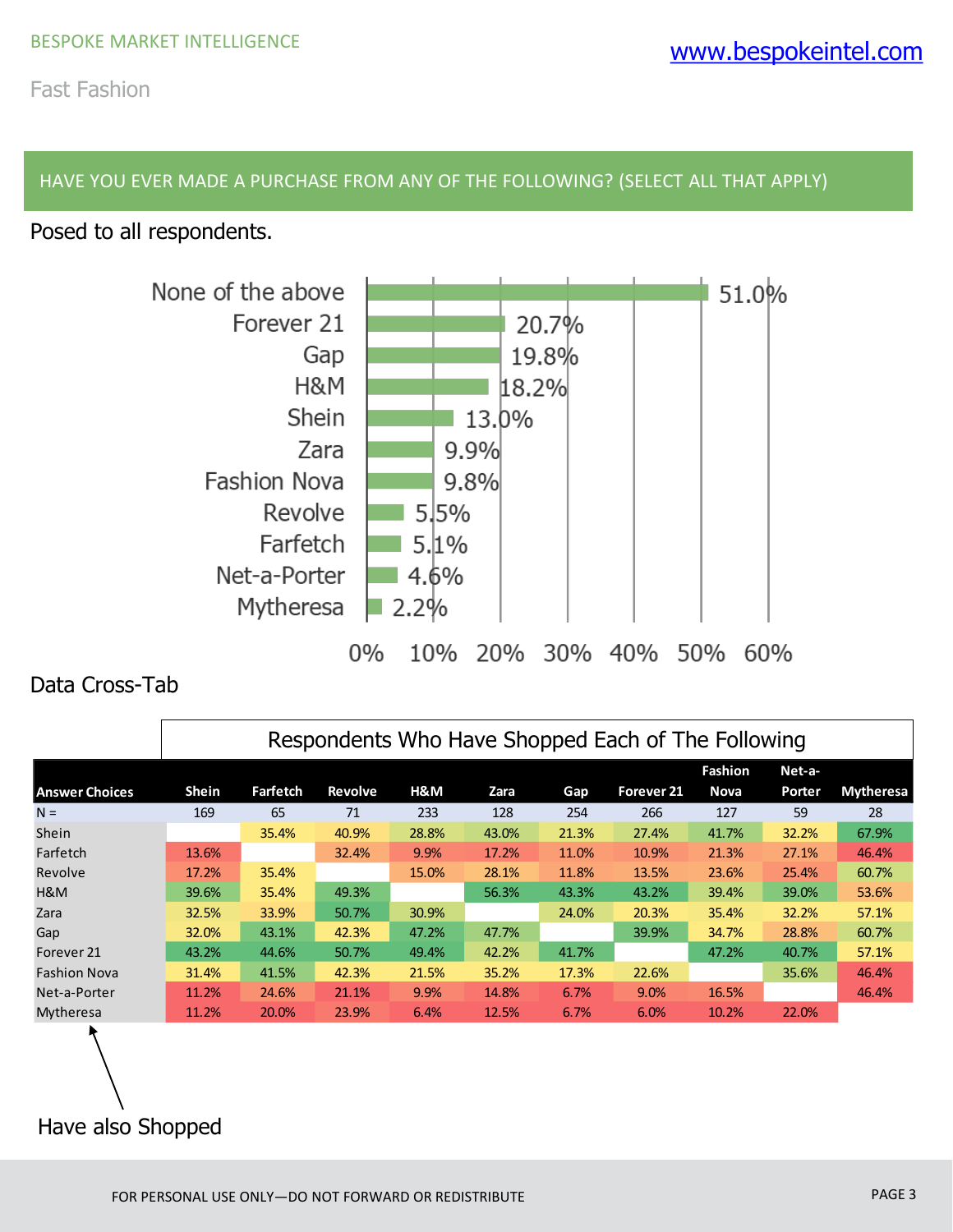## HAVE YOU EVER MADE A PURCHASE FROM ANY OF THE FOLLOWING? (SELECT ALL THAT APPLY)

Posed to all respondents.

| Answer | Percentage |
|---|---|
| None of the above | 51.0% |
| Forever 21 | 20.7% |
| Gap | 19.8% |
| H&M | 18.2% |
| Shein | 13.0% |
| Zara | 9.9% |
| Fashion Nova | 9.8% |
| Revolve | 5.5% |
| Farfetch | 5.1% |
| Net-a-Porter | 4.6% |
| Mytheresa | 2.2% |

Data Cross-Tab

| | Respondents Who Have Shopped Each of The Following | | | | | | | | | |
|---|---|---|---|---|---|---|---|---|---|---|
| **Answer Choices** | **Shein** | **Farfetch** | **Revolve** | **H&M** | **Zara** | **Gap** | **Forever 21** | **Fashion Nova** | **Net-a-Porter** | **Mytheresa** |
| N = | 169 | 65 | 71 | 233 | 128 | 254 | 266 | 127 | 59 | 28 |
| Shein | | 35.4% | 40.9% | 28.8% | 43.0% | 21.3% | 27.4% | 41.7% | 32.2% | 67.9% |
| Farfetch | 13.6% | | 32.4% | 9.9% | 17.2% | 11.0% | 10.9% | 21.3% | 27.1% | 46.4% |
| Revolve | 17.2% | 35.4% | | 15.0% | 28.1% | 11.8% | 13.5% | 23.6% | 25.4% | 60.7% |
| H&M | 39.6% | 35.4% | 49.3% | | 56.3% | 43.3% | 43.2% | 39.4% | 39.0% | 53.6% |
| Zara | 32.5% | 33.9% | 50.7% | 30.9% | | 24.0% | 20.3% | 35.4% | 32.2% | 57.1% |
| Gap | 32.0% | 43.1% | 42.3% | 47.2% | 47.7% | | 39.9% | 34.7% | 28.8% | 60.7% |
| Forever 21 | 43.2% | 44.6% | 50.7% | 49.4% | 42.2% | 41.7% | | 47.2% | 40.7% | 57.1% |
| Fashion Nova | 31.4% | 41.5% | 42.3% | 21.5% | 35.2% | 17.3% | 22.6% | | 35.6% | 46.4% |
| Net-a-Porter | 11.2% | 24.6% | 21.1% | 9.9% | 14.8% | 6.7% | 9.0% | 16.5% | | 46.4% |
| Mytheresa | 11.2% | 20.0% | 23.9% | 6.4% | 12.5% | 6.7% | 6.0% | 10.2% | 22.0% | |

Have also Shopped

FOR PERSONAL USE ONLY—DO NOT FORWARD OR REDISTRIBUTE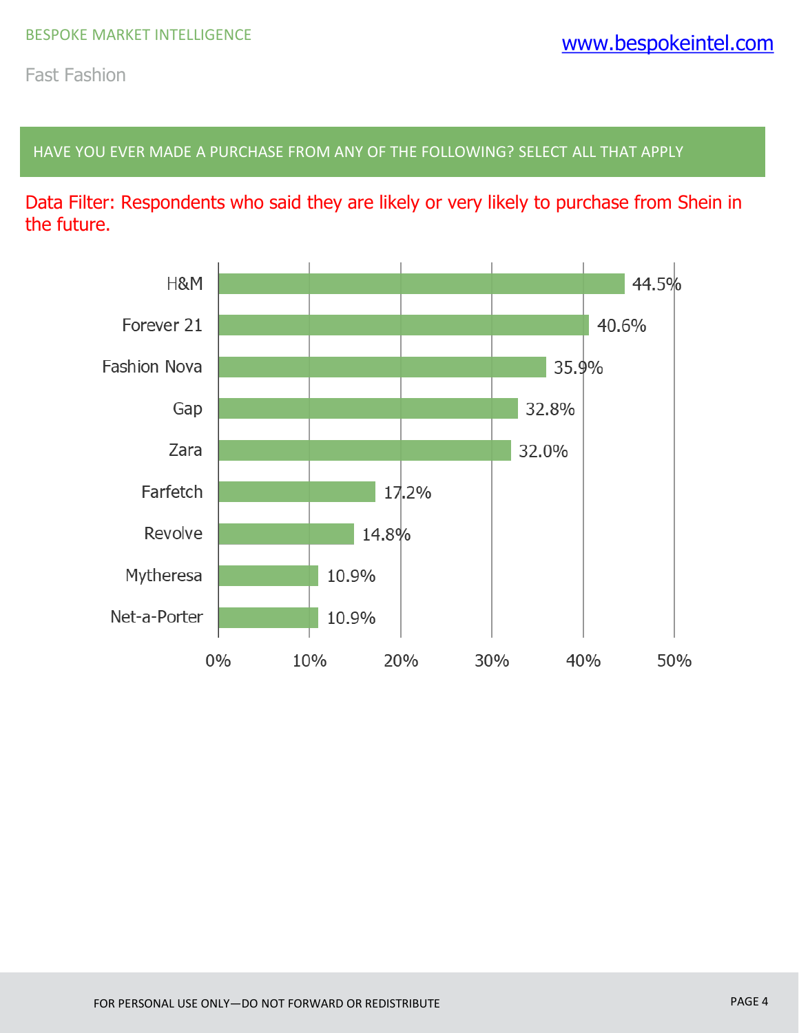## HAVE YOU EVER MADE A PURCHASE FROM ANY OF THE FOLLOWING? SELECT ALL THAT APPLY

Data Filter: Respondents who said they are likely or very likely to purchase from Shein in the future.

| Brand | Percentage |
|---|---|
| H&M | 44.5% |
| Forever 21 | 40.6% |
| Fashion Nova | 35.9% |
| Gap | 32.8% |
| Zara | 32.0% |
| Farfetch | 17.2% |
| Revolve | 14.8% |
| Mytheresa | 10.9% |
| Net-a-Porter | 10.9% |

FOR PERSONAL USE ONLY—DO NOT FORWARD OR REDISTRIBUTE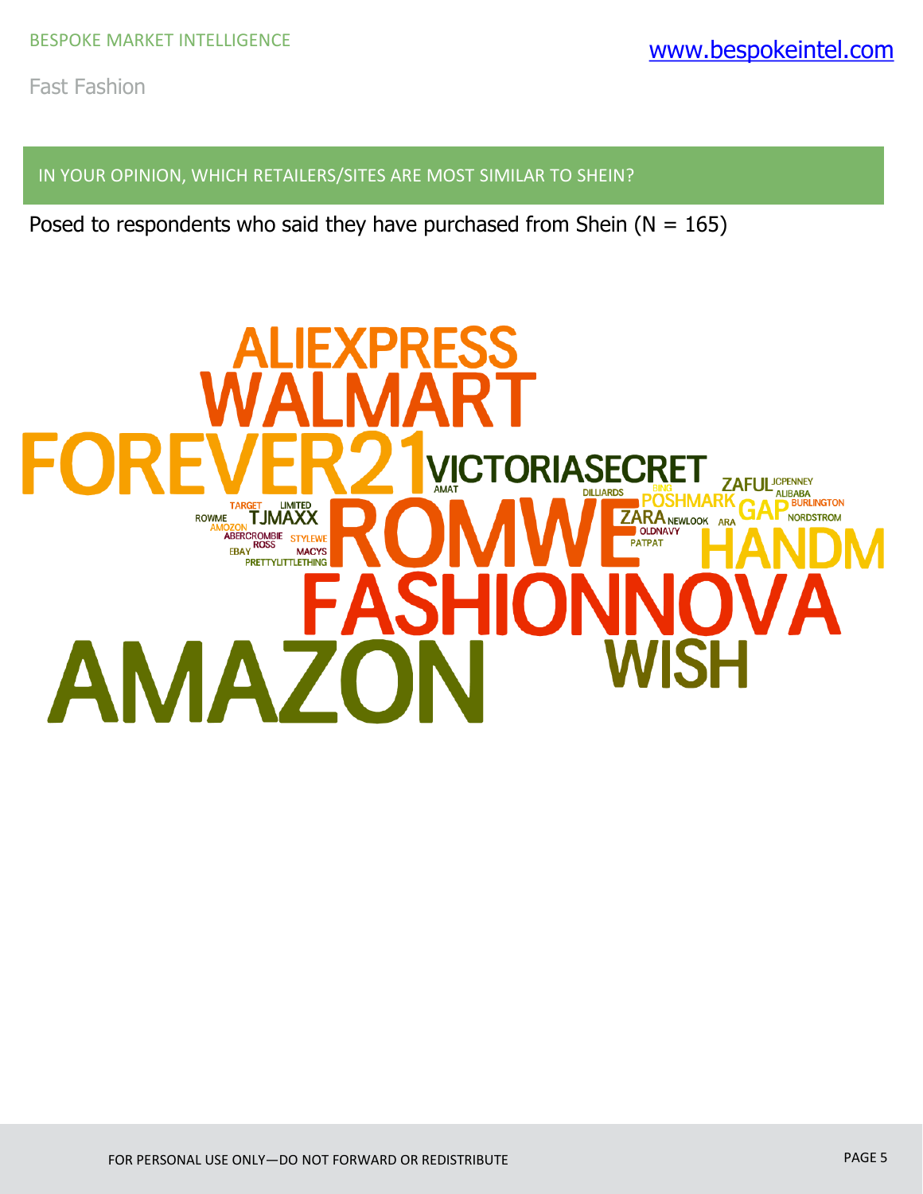## IN YOUR OPINION, WHICH RETAILERS/SITES ARE MOST SIMILAR TO SHEIN?

Posed to respondents who said they have purchased from Shein (N = 165)

ALIEXPRESS
WALMART
FOREVER21 VICTORIASECRET ZAFUL JCPENNEY ALIBABA
AMAT DILLIARDS BING POSHMARK GAP BURLINGTON
TARGET LIMITED ZARA NEWLOOK ARA NORDSTROM
ROWME TJMAXX ROMWE OLDNAVY
AMOZON PATPAT
ABERCROMBIE STYLEWE HANDM
ROSS
EBAY MACYS
PRETTYLITTLETHING
FASHIONNOVA
AMAZON WISH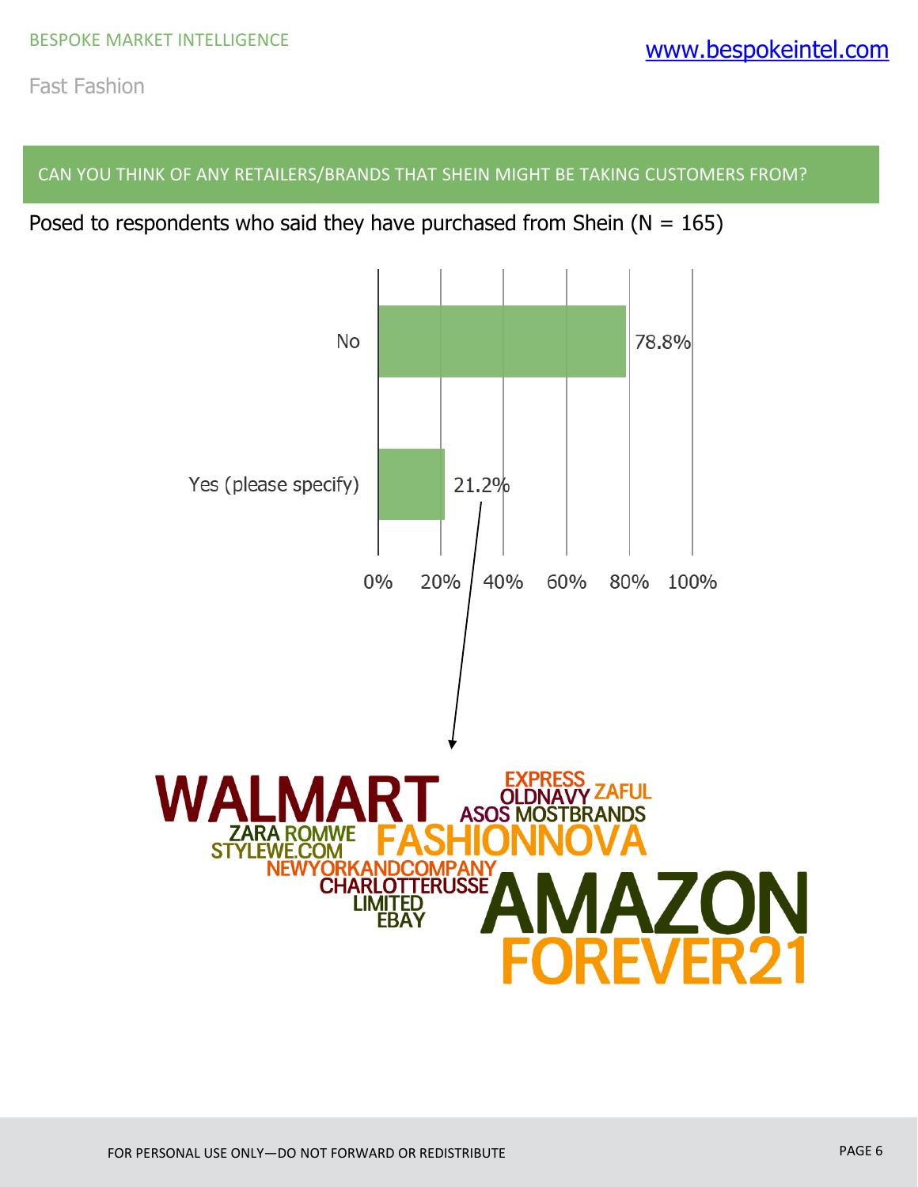## CAN YOU THINK OF ANY RETAILERS/BRANDS THAT SHEIN MIGHT BE TAKING CUSTOMERS FROM?

Posed to respondents who said they have purchased from Shein (N = 165)

| Response | Percentage |
| --- | --- |
| No | 78.8% |
| Yes (please specify) | 21.2% |

WALMART, EXPRESS, OLDNAVY, ZAFUL, ASOS, MOSTBRANDS, ZARA, ROMWE, STYLEWE.COM, FASHIONNOVA, NEWYORKANDCOMPANY, CHARLOTTERUSSE, LIMITED, EBAY, AMAZON, FOREVER21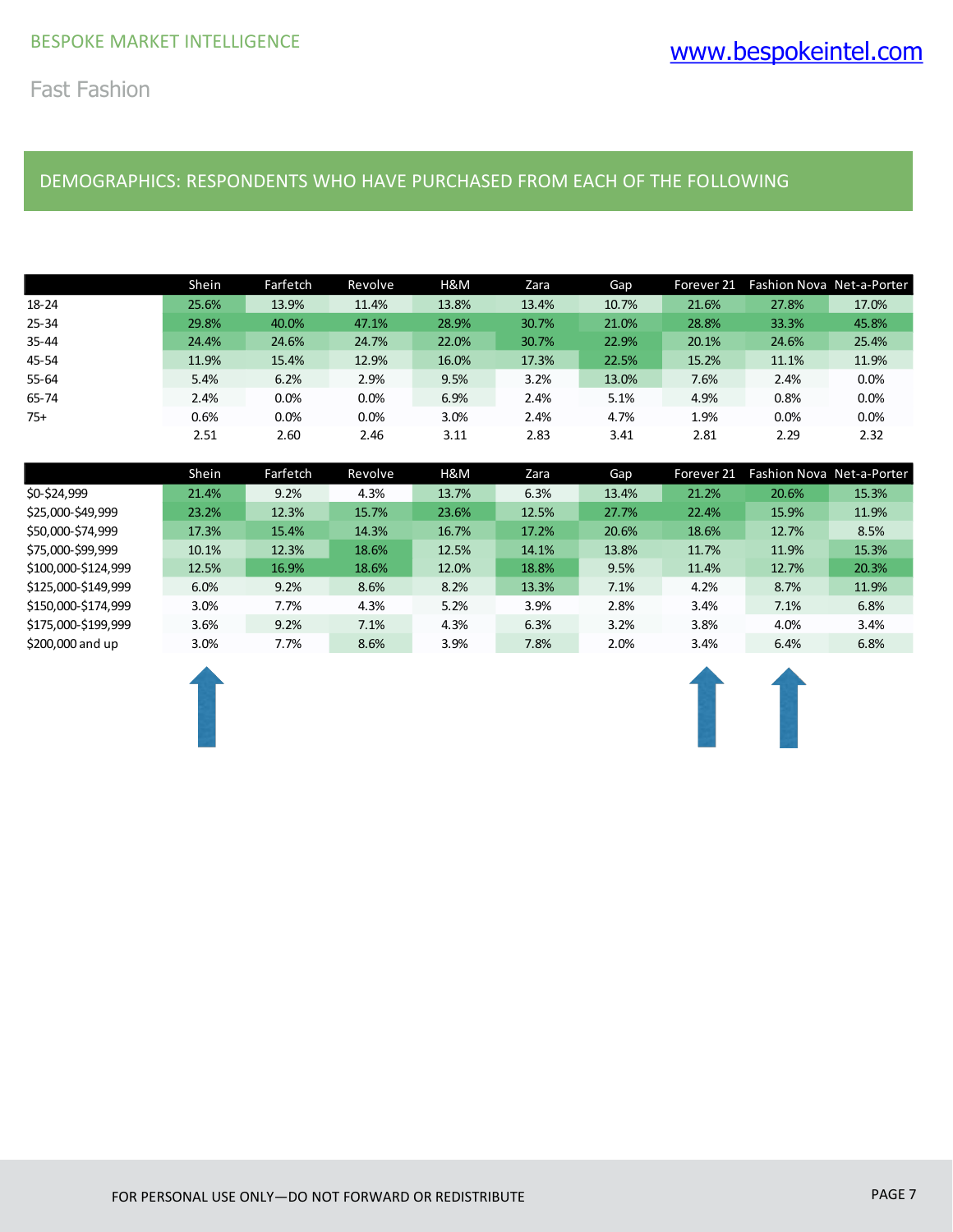## Fast Fashion

### DEMOGRAPHICS: RESPONDENTS WHO HAVE PURCHASED FROM EACH OF THE FOLLOWING

| | Shein | Farfetch | Revolve | H&M | Zara | Gap | Forever 21 | Fashion Nova | Net-a-Porter |
|---|---|---|---|---|---|---|---|---|---|
| 18-24 | 25.6% | 13.9% | 11.4% | 13.8% | 13.4% | 10.7% | 21.6% | 27.8% | 17.0% |
| 25-34 | 29.8% | 40.0% | 47.1% | 28.9% | 30.7% | 21.0% | 28.8% | 33.3% | 45.8% |
| 35-44 | 24.4% | 24.6% | 24.7% | 22.0% | 30.7% | 22.9% | 20.1% | 24.6% | 25.4% |
| 45-54 | 11.9% | 15.4% | 12.9% | 16.0% | 17.3% | 22.5% | 15.2% | 11.1% | 11.9% |
| 55-64 | 5.4% | 6.2% | 2.9% | 9.5% | 3.2% | 13.0% | 7.6% | 2.4% | 0.0% |
| 65-74 | 2.4% | 0.0% | 0.0% | 6.9% | 2.4% | 5.1% | 4.9% | 0.8% | 0.0% |
| 75+ | 0.6% | 0.0% | 0.0% | 3.0% | 2.4% | 4.7% | 1.9% | 0.0% | 0.0% |
| | 2.51 | 2.60 | 2.46 | 3.11 | 2.83 | 3.41 | 2.81 | 2.29 | 2.32 |

| | Shein | Farfetch | Revolve | H&M | Zara | Gap | Forever 21 | Fashion Nova | Net-a-Porter |
|---|---|---|---|---|---|---|---|---|---|
| $0-$24,999 | 21.4% | 9.2% | 4.3% | 13.7% | 6.3% | 13.4% | 21.2% | 20.6% | 15.3% |
| $25,000-$49,999 | 23.2% | 12.3% | 15.7% | 23.6% | 12.5% | 27.7% | 22.4% | 15.9% | 11.9% |
| $50,000-$74,999 | 17.3% | 15.4% | 14.3% | 16.7% | 17.2% | 20.6% | 18.6% | 12.7% | 8.5% |
| $75,000-$99,999 | 10.1% | 12.3% | 18.6% | 12.5% | 14.1% | 13.8% | 11.7% | 11.9% | 15.3% |
| $100,000-$124,999 | 12.5% | 16.9% | 18.6% | 12.0% | 18.8% | 9.5% | 11.4% | 12.7% | 20.3% |
| $125,000-$149,999 | 6.0% | 9.2% | 8.6% | 8.2% | 13.3% | 7.1% | 4.2% | 8.7% | 11.9% |
| $150,000-$174,999 | 3.0% | 7.7% | 4.3% | 5.2% | 3.9% | 2.8% | 3.4% | 7.1% | 6.8% |
| $175,000-$199,999 | 3.6% | 9.2% | 7.1% | 4.3% | 6.3% | 3.2% | 3.8% | 4.0% | 3.4% |
| $200,000 and up | 3.0% | 7.7% | 8.6% | 3.9% | 7.8% | 2.0% | 3.4% | 6.4% | 6.8% |

FOR PERSONAL USE ONLY—DO NOT FORWARD OR REDISTRIBUTE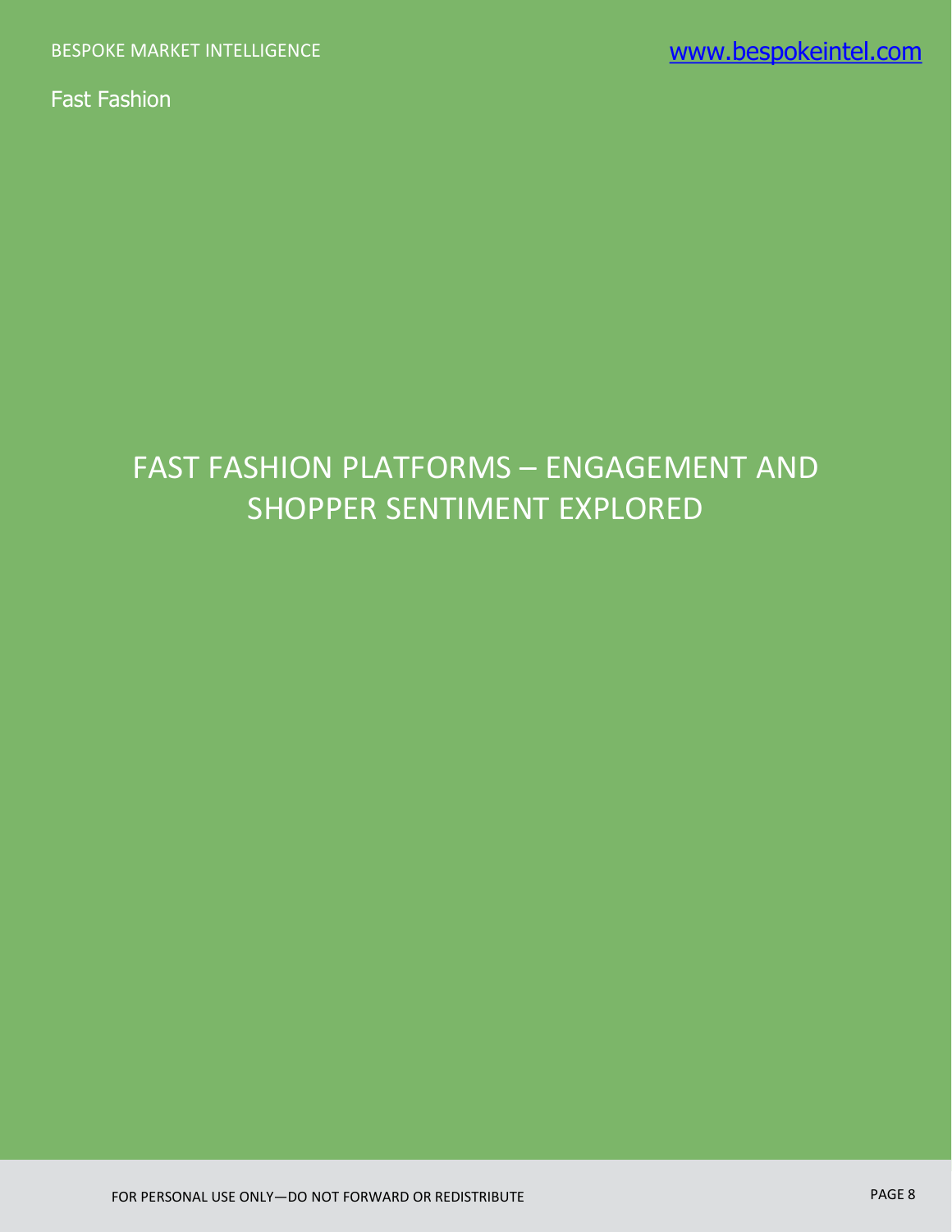# FAST FASHION PLATFORMS – ENGAGEMENT AND SHOPPER SENTIMENT EXPLORED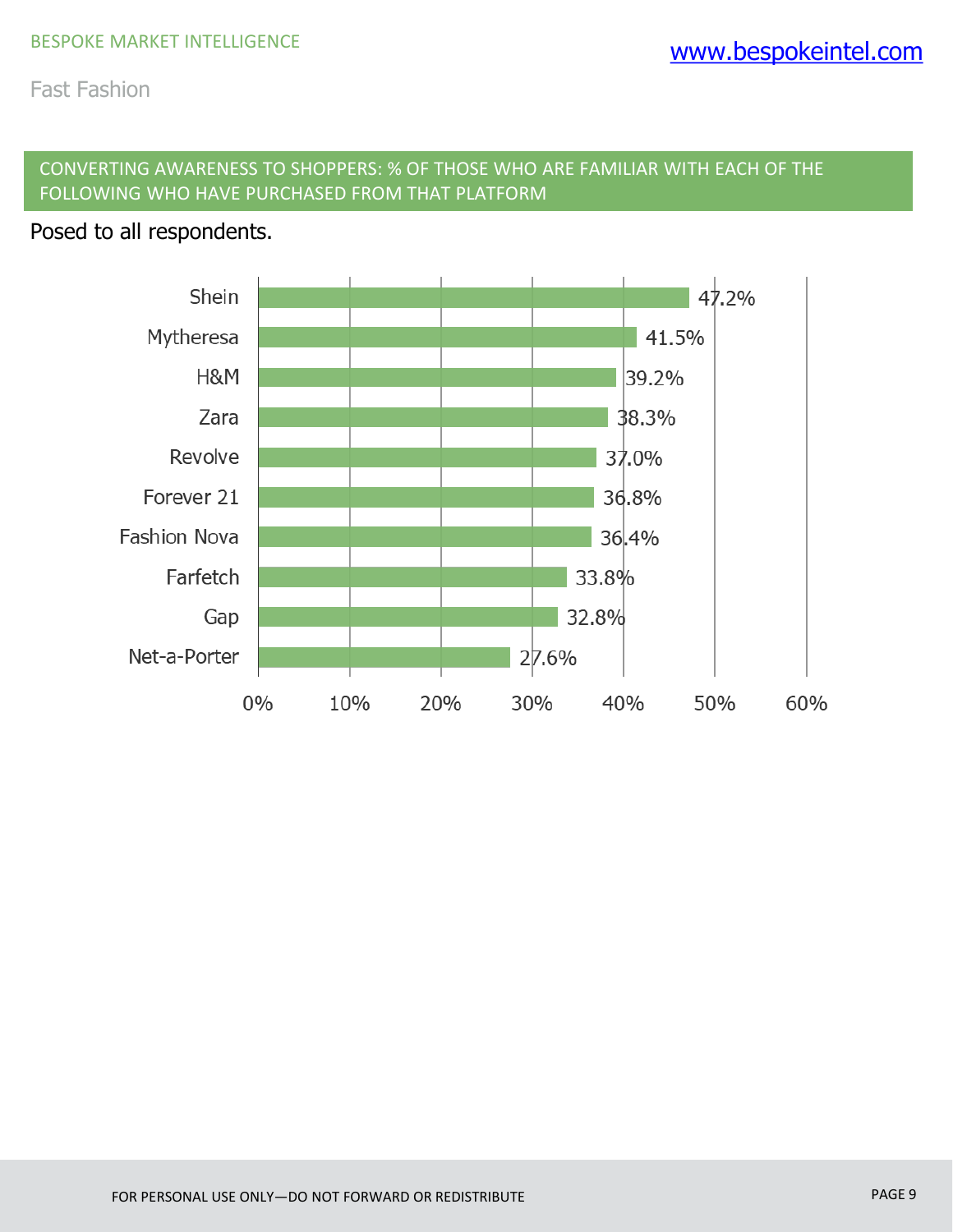## CONVERTING AWARENESS TO SHOPPERS: % OF THOSE WHO ARE FAMILIAR WITH EACH OF THE FOLLOWING WHO HAVE PURCHASED FROM THAT PLATFORM

Posed to all respondents.

| Platform | % |
| --- | --- |
| Shein | 47.2% |
| Mytheresa | 41.5% |
| H&M | 39.2% |
| Zara | 38.3% |
| Revolve | 37.0% |
| Forever 21 | 36.8% |
| Fashion Nova | 36.4% |
| Farfetch | 33.8% |
| Gap | 32.8% |
| Net-a-Porter | 27.6% |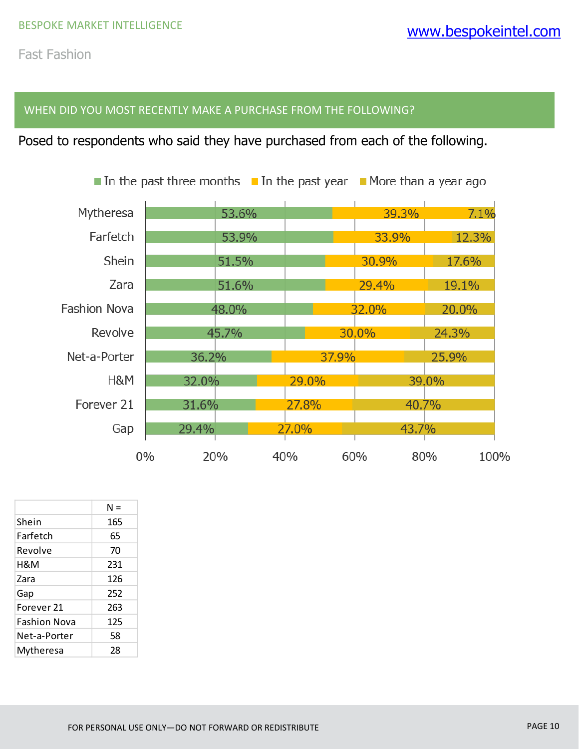## WHEN DID YOU MOST RECENTLY MAKE A PURCHASE FROM THE FOLLOWING?

Posed to respondents who said they have purchased from each of the following.

| | In the past three months | In the past year | More than a year ago |
|---|---|---|---|
| Mytheresa | 53.6% | 39.3% | 7.1% |
| Farfetch | 53.9% | 33.9% | 12.3% |
| Shein | 51.5% | 30.9% | 17.6% |
| Zara | 51.6% | 29.4% | 19.1% |
| Fashion Nova | 48.0% | 32.0% | 20.0% |
| Revolve | 45.7% | 30.0% | 24.3% |
| Net-a-Porter | 36.2% | 37.9% | 25.9% |
| H&M | 32.0% | 29.0% | 39.0% |
| Forever 21 | 31.6% | 27.8% | 40.7% |
| Gap | 29.4% | 27.0% | 43.7% |

| | N = |
|---|---|
| Shein | 165 |
| Farfetch | 65 |
| Revolve | 70 |
| H&M | 231 |
| Zara | 126 |
| Gap | 252 |
| Forever 21 | 263 |
| Fashion Nova | 125 |
| Net-a-Porter | 58 |
| Mytheresa | 28 |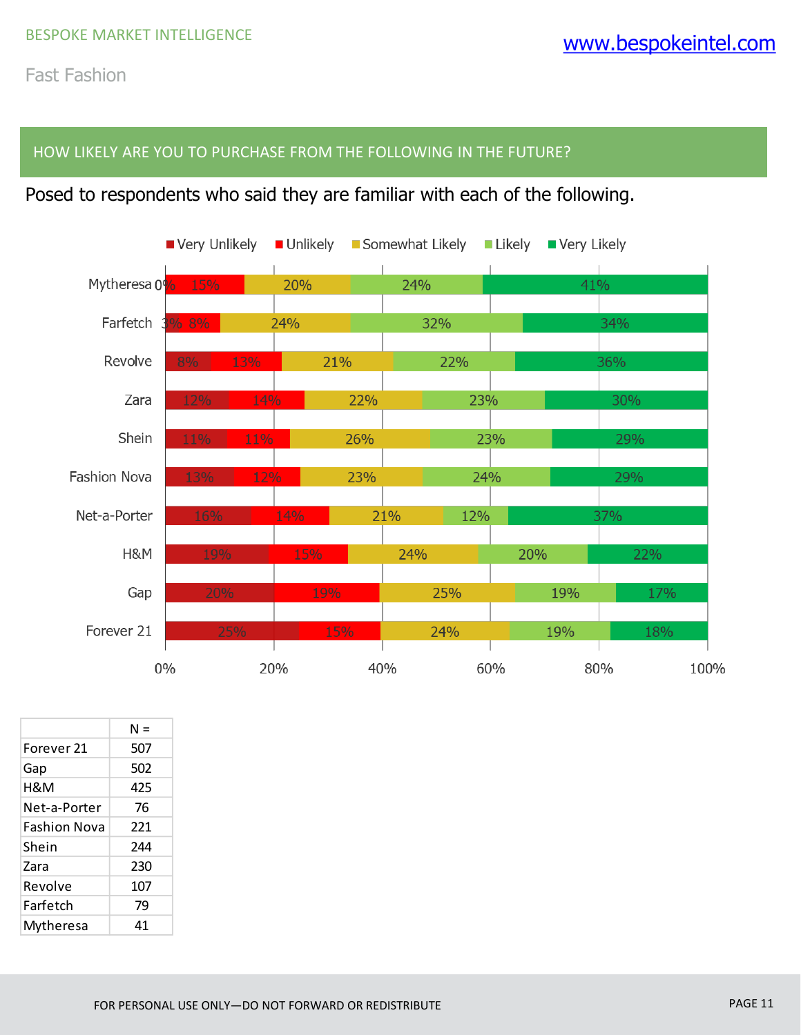## HOW LIKELY ARE YOU TO PURCHASE FROM THE FOLLOWING IN THE FUTURE?

Posed to respondents who said they are familiar with each of the following.

| | Very Unlikely | Unlikely | Somewhat Likely | Likely | Very Likely |
|---|---|---|---|---|---|
| Mytheresa | 0% | 15% | 20% | 24% | 41% |
| Farfetch | 3% | 8% | 24% | 32% | 34% |
| Revolve | 8% | 13% | 21% | 22% | 36% |
| Zara | 12% | 14% | 22% | 23% | 30% |
| Shein | 11% | 11% | 26% | 23% | 29% |
| Fashion Nova | 13% | 12% | 23% | 24% | 29% |
| Net-a-Porter | 16% | 14% | 21% | 12% | 37% |
| H&M | 19% | 15% | 24% | 20% | 22% |
| Gap | 20% | 19% | 25% | 19% | 17% |
| Forever 21 | 25% | 15% | 24% | 19% | 18% |

| | N = |
|---|---|
| Forever 21 | 507 |
| Gap | 502 |
| H&M | 425 |
| Net-a-Porter | 76 |
| Fashion Nova | 221 |
| Shein | 244 |
| Zara | 230 |
| Revolve | 107 |
| Farfetch | 79 |
| Mytheresa | 41 |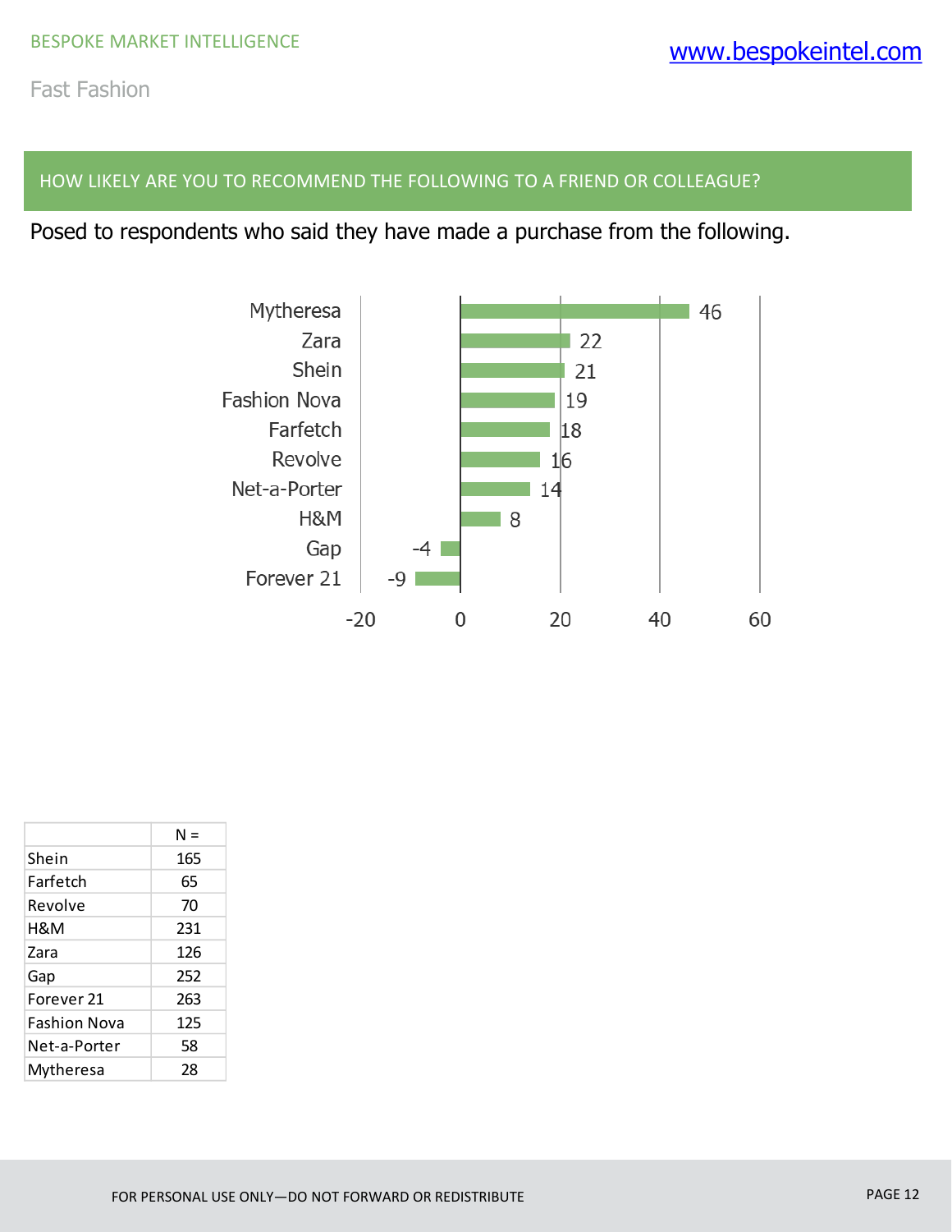Fast Fashion

## HOW LIKELY ARE YOU TO RECOMMEND THE FOLLOWING TO A FRIEND OR COLLEAGUE?

Posed to respondents who said they have made a purchase from the following.

Mytheresa 46
Zara 22
Shein 21
Fashion Nova 19
Farfetch 18
Revolve 16
Net-a-Porter 14
H&M 8
Gap -4
Forever 21 -9

-20 0 20 40 60

| | N = |
|---|---|
| Shein | 165 |
| Farfetch | 65 |
| Revolve | 70 |
| H&M | 231 |
| Zara | 126 |
| Gap | 252 |
| Forever 21 | 263 |
| Fashion Nova | 125 |
| Net-a-Porter | 58 |
| Mytheresa | 28 |

FOR PERSONAL USE ONLY—DO NOT FORWARD OR REDISTRIBUTE